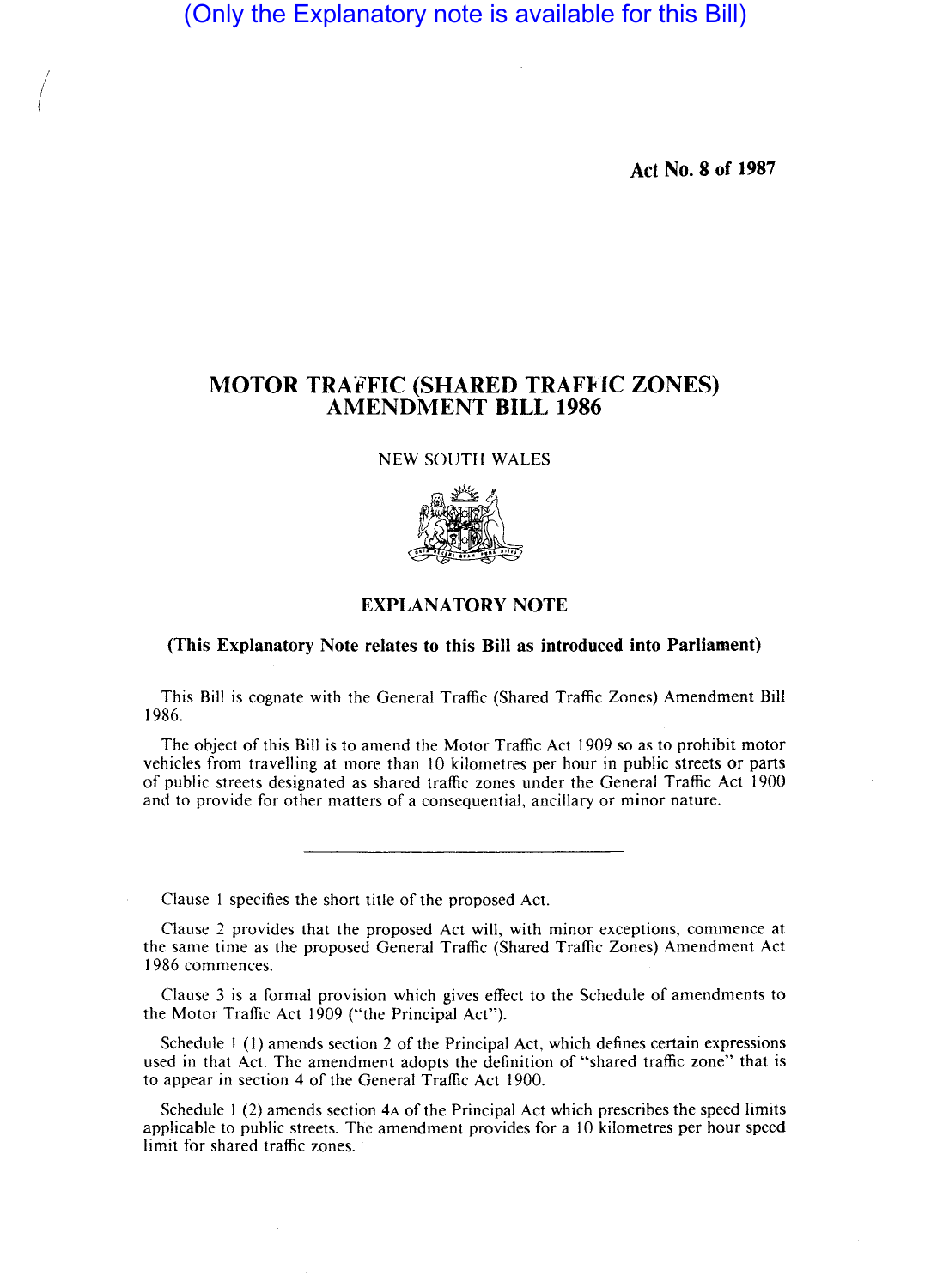(Only the Explanatory note is available for this Bill)

Act No. 8 of 1987

# MOTOR TRAFFIC (SHARED TRAFFIC ZONES) AMENDMENT BILL 1986

NEW SOUTH WALES

## EXPLANATORY NOTE

**(This Explanatory Note relates to this Bill as introduced into Parliament)**

This Bill is cognate with the General Traffic (Shared Traffic Zones) Amendment Bill 1986.

The object of this Bill is to amend the Motor Traffic Act 1909 so as to prohibit motor vehicles from travelling at more than 10 kilometres per hour in public streets or parts of public streets designated as shared traffic zones under the General Traffic Act 1900 and to provide for other matters of a consequential, ancillary or minor nature.

---

Clause 1 specifies the short title of the proposed Act.

Clause 2 provides that the proposed Act will, with minor exceptions, commence at the same time as the proposed General Traffic (Shared Traffic Zones) Amendment Act 1986 commences.

Clause 3 is a formal provision which gives effect to the Schedule of amendments to the Motor Traffic Act 1909 ("the Principal Act").

Schedule 1 (1) amends section 2 of the Principal Act, which defines certain expressions used in that Act. The amendment adopts the definition of "shared traffic zone" that is to appear in section 4 of the General Traffic Act 1900.

Schedule 1 (2) amends section 4A of the Principal Act which prescribes the speed limits applicable to public streets. The amendment provides for a 10 kilometres per hour speed limit for shared traffic zones.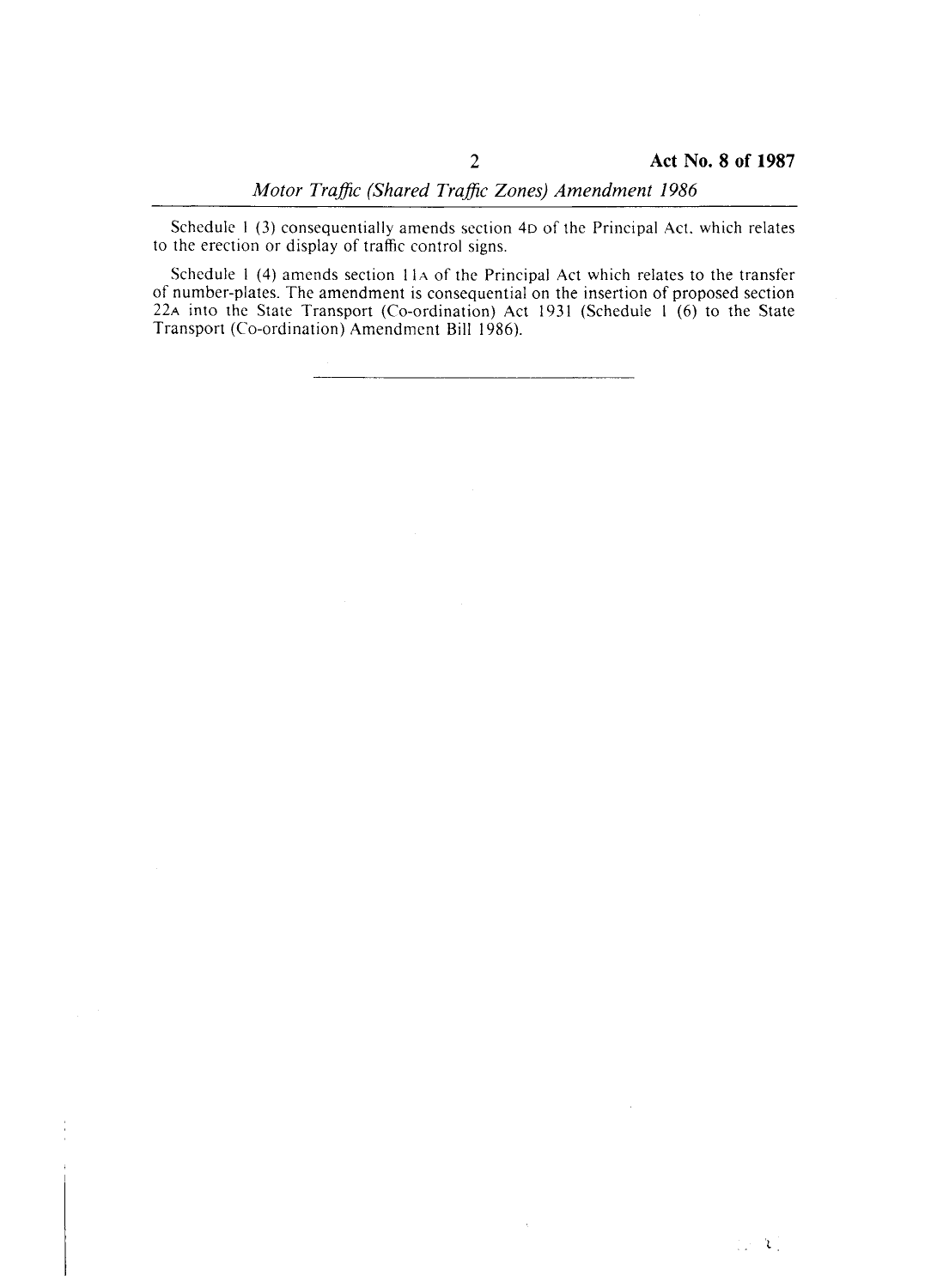Schedule 1 (3) consequentially amends section 4D of the Principal Act, which relates to the erection or display of traffic control signs.

Schedule 1 (4) amends section 11A of the Principal Act which relates to the transfer of number-plates. The amendment is consequential on the insertion of proposed section 22A into the State Transport (Co-ordination) Act 1931 (Schedule 1 (6) to the State Transport (Co-ordination) Amendment Bill 1986).